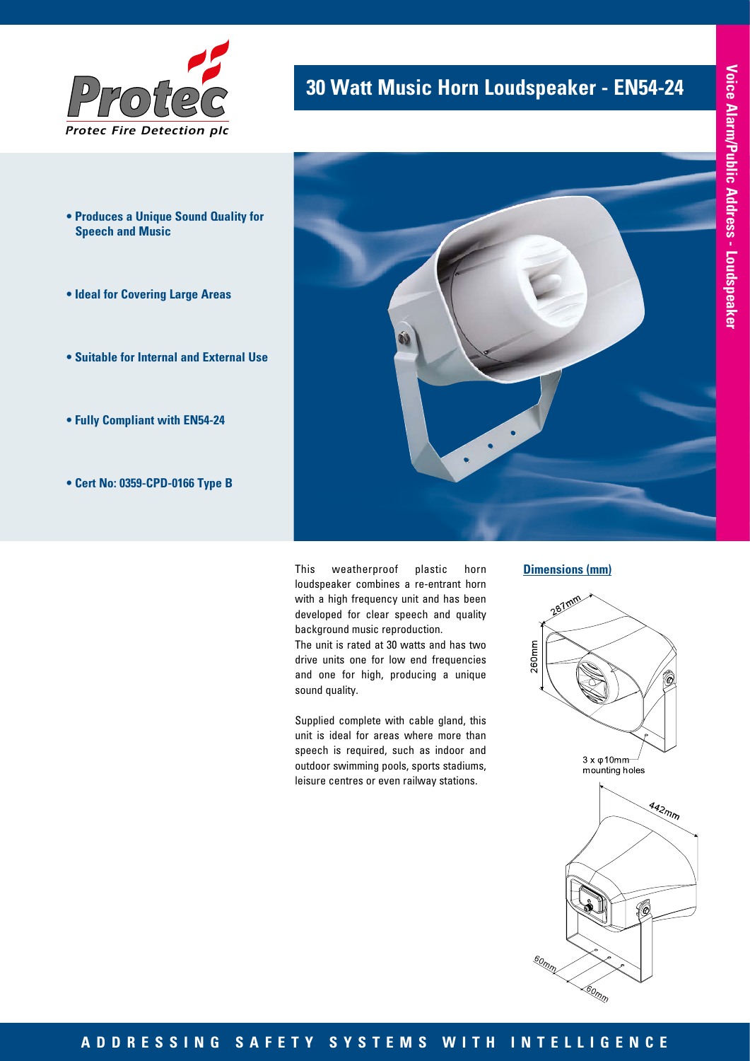Protec Fire Detection plc

# 30 Watt Music Horn Loudspeaker - EN54-24

Voice Alarm/Public Address - Loudspeaker

- **Produces a Unique Sound Quality for Speech and Music**
- **Ideal for Covering Large Areas**
- **Suitable for Internal and External Use**
- **Fully Compliant with EN54-24**
- **Cert No: 0359-CPD-0166 Type B**

This weatherproof plastic horn loudspeaker combines a re-entrant horn with a high frequency unit and has been developed for clear speech and quality background music reproduction.
The unit is rated at 30 watts and has two drive units one for low end frequencies and one for high, producing a unique sound quality.

Supplied complete with cable gland, this unit is ideal for areas where more than speech is required, such as indoor and outdoor swimming pools, sports stadiums, leisure centres or even railway stations.

## Dimensions (mm)

287mm

260mm

3 x φ10mm mounting holes

442mm

60mm

60mm

ADDRESSING SAFETY SYSTEMS WITH INTELLIGENCE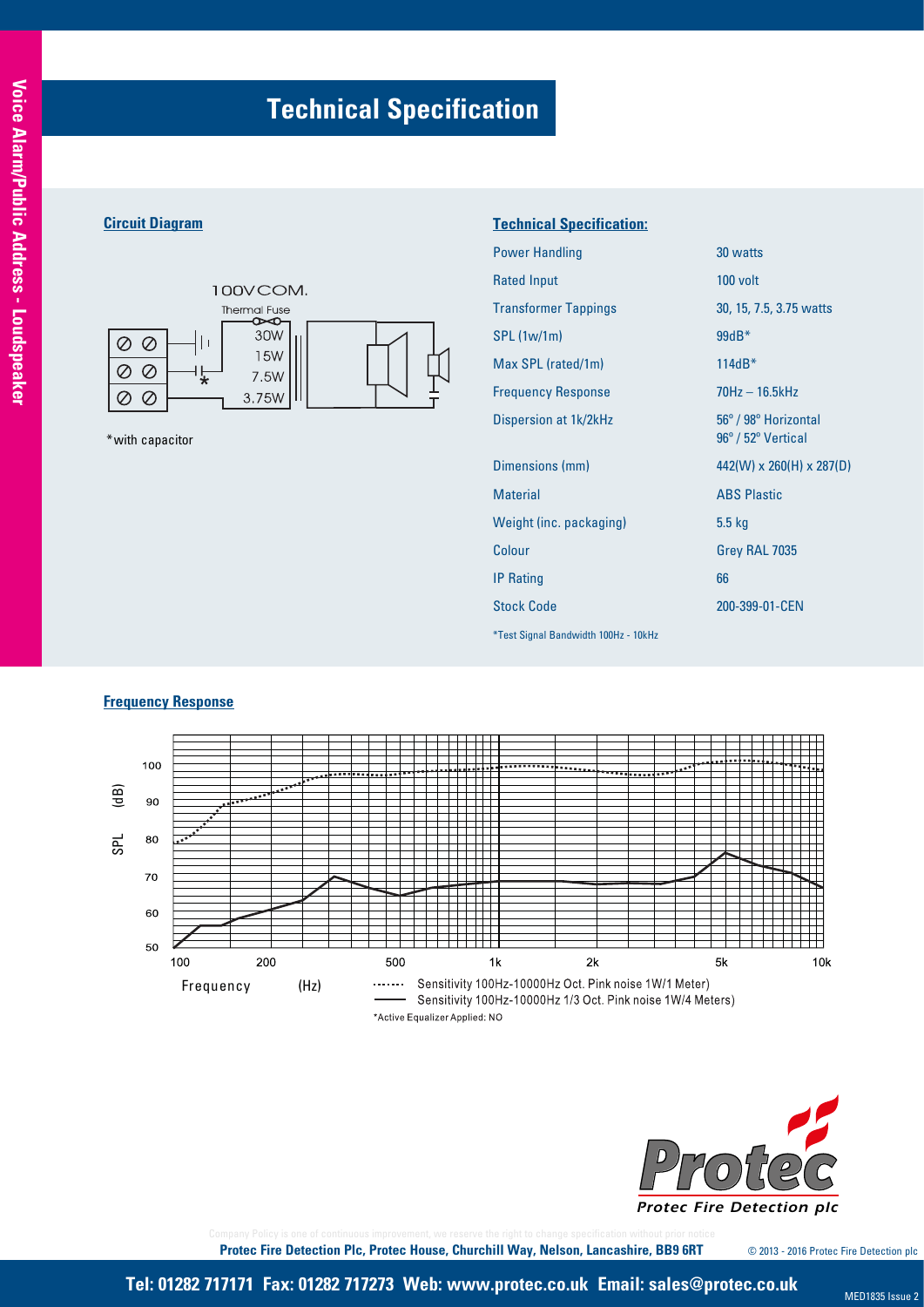Voice Alarm/Public Address - Loudspeaker

# Technical Specification

## Circuit Diagram

100V COM.

Thermal Fuse

30W

15W

7.5W

3.75W

*with capacitor

## Technical Specification:

| | |
|---|---|
| Power Handling | 30 watts |
| Rated Input | 100 volt |
| Transformer Tappings | 30, 15, 7.5, 3.75 watts |
| SPL (1w/1m) | 99dB* |
| Max SPL (rated/1m) | 114dB* |
| Frequency Response | 70Hz – 16.5kHz |
| Dispersion at 1k/2kHz | 56º / 98º Horizontal<br>96º / 52º Vertical |
| Dimensions (mm) | 442(W) x 260(H) x 287(D) |
| Material | ABS Plastic |
| Weight (inc. packaging) | 5.5 kg |
| Colour | Grey RAL 7035 |
| IP Rating | 66 |
| Stock Code | 200-399-01-CEN |

*Test Signal Bandwidth 100Hz - 10kHz

## Frequency Response

SPL (dB)

100
90
80
70
60
50

100 200 500 1k 2k 5k 10k

Frequency (Hz)

Sensitivity 100Hz-10000Hz Oct. Pink noise 1W/1 Meter)

Sensitivity 100Hz-10000Hz 1/3 Oct. Pink noise 1W/4 Meters)

*Active Equalizer Applied: NO

Protec Fire Detection plc

Company Policy is one of continuous improvement, we reserve the right to change specification without prior notice

**Protec Fire Detection Plc, Protec House, Churchill Way, Nelson, Lancashire, BB9 6RT**

© 2013 - 2016 Protec Fire Detection plc

**Tel: 01282 717171 Fax: 01282 717273 Web: www.protec.co.uk Email: sales@protec.co.uk**

MED1835 Issue 2